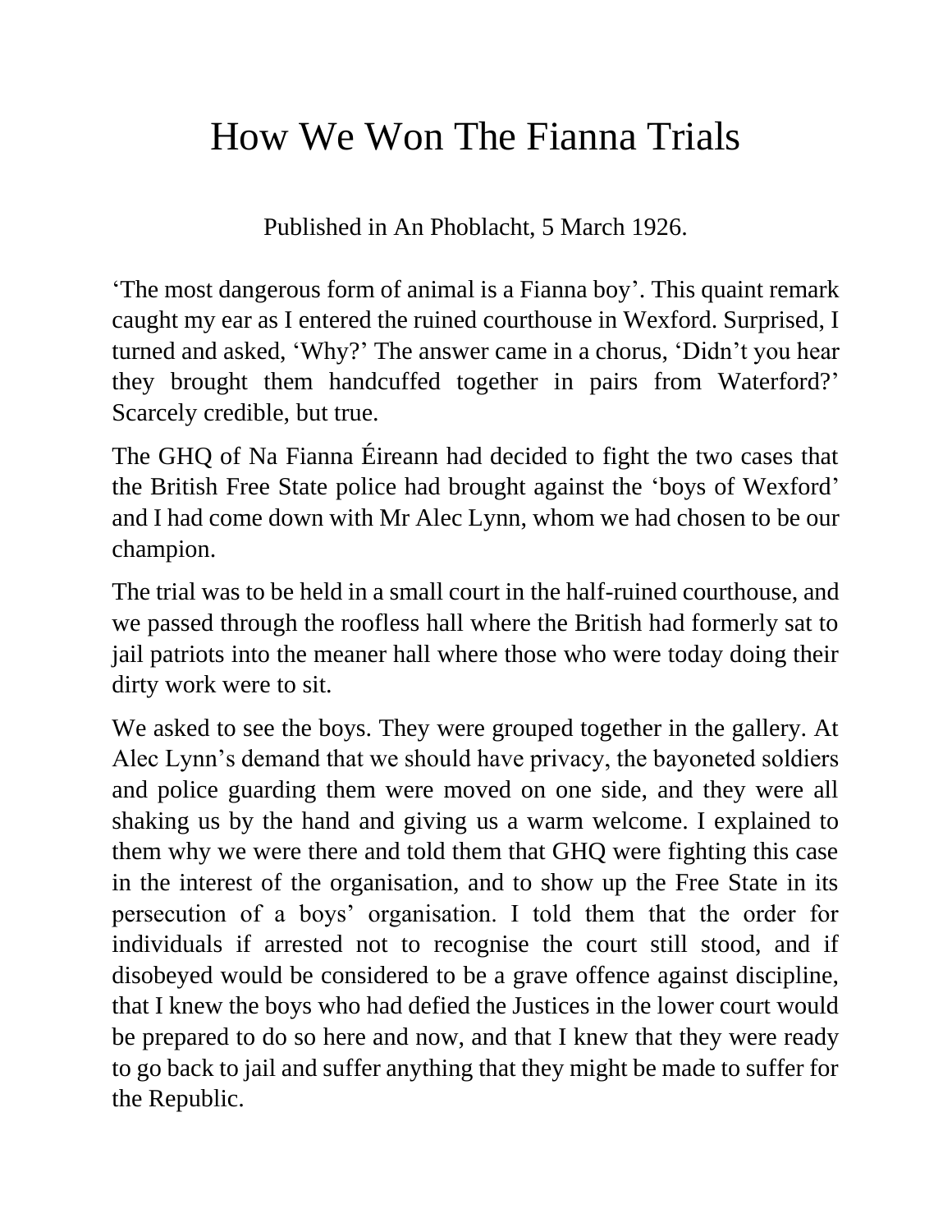# How We Won The Fianna Trials

Published in An Phoblacht, 5 March 1926.

‘The most dangerous form of animal is a Fianna boy’. This quaint remark caught my ear as I entered the ruined courthouse in Wexford. Surprised, I turned and asked, ‘Why?’ The answer came in a chorus, ‘Didn’t you hear they brought them handcuffed together in pairs from Waterford?’ Scarcely credible, but true.

The GHQ of Na Fianna Éireann had decided to fight the two cases that the British Free State police had brought against the ‘boys of Wexford’ and I had come down with Mr Alec Lynn, whom we had chosen to be our champion.

The trial was to be held in a small court in the half-ruined courthouse, and we passed through the roofless hall where the British had formerly sat to jail patriots into the meaner hall where those who were today doing their dirty work were to sit.

We asked to see the boys. They were grouped together in the gallery. At Alec Lynn’s demand that we should have privacy, the bayoneted soldiers and police guarding them were moved on one side, and they were all shaking us by the hand and giving us a warm welcome. I explained to them why we were there and told them that GHQ were fighting this case in the interest of the organisation, and to show up the Free State in its persecution of a boys’ organisation. I told them that the order for individuals if arrested not to recognise the court still stood, and if disobeyed would be considered to be a grave offence against discipline, that I knew the boys who had defied the Justices in the lower court would be prepared to do so here and now, and that I knew that they were ready to go back to jail and suffer anything that they might be made to suffer for the Republic.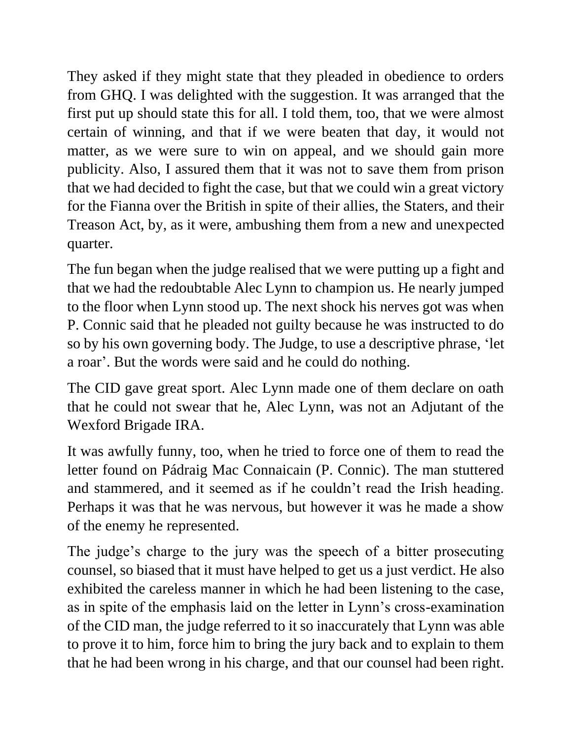They asked if they might state that they pleaded in obedience to orders from GHQ. I was delighted with the suggestion. It was arranged that the first put up should state this for all. I told them, too, that we were almost certain of winning, and that if we were beaten that day, it would not matter, as we were sure to win on appeal, and we should gain more publicity. Also, I assured them that it was not to save them from prison that we had decided to fight the case, but that we could win a great victory for the Fianna over the British in spite of their allies, the Staters, and their Treason Act, by, as it were, ambushing them from a new and unexpected quarter.

The fun began when the judge realised that we were putting up a fight and that we had the redoubtable Alec Lynn to champion us. He nearly jumped to the floor when Lynn stood up. The next shock his nerves got was when P. Connic said that he pleaded not guilty because he was instructed to do so by his own governing body. The Judge, to use a descriptive phrase, 'let a roar'. But the words were said and he could do nothing.

The CID gave great sport. Alec Lynn made one of them declare on oath that he could not swear that he, Alec Lynn, was not an Adjutant of the Wexford Brigade IRA.

It was awfully funny, too, when he tried to force one of them to read the letter found on Pádraig Mac Connaicain (P. Connic). The man stuttered and stammered, and it seemed as if he couldn't read the Irish heading. Perhaps it was that he was nervous, but however it was he made a show of the enemy he represented.

The judge's charge to the jury was the speech of a bitter prosecuting counsel, so biased that it must have helped to get us a just verdict. He also exhibited the careless manner in which he had been listening to the case, as in spite of the emphasis laid on the letter in Lynn's cross-examination of the CID man, the judge referred to it so inaccurately that Lynn was able to prove it to him, force him to bring the jury back and to explain to them that he had been wrong in his charge, and that our counsel had been right.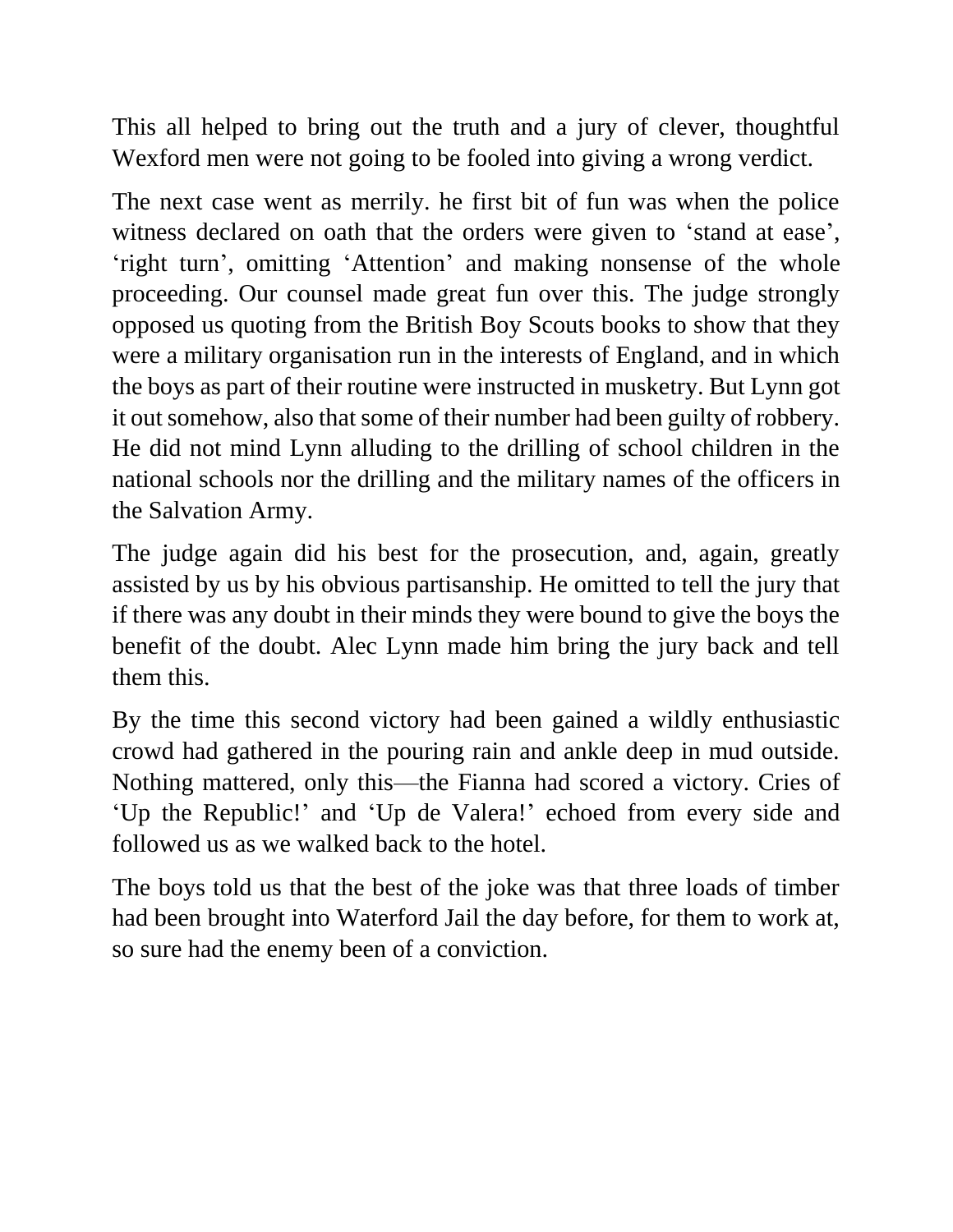This all helped to bring out the truth and a jury of clever, thoughtful Wexford men were not going to be fooled into giving a wrong verdict.

The next case went as merrily. he first bit of fun was when the police witness declared on oath that the orders were given to 'stand at ease', 'right turn', omitting 'Attention' and making nonsense of the whole proceeding. Our counsel made great fun over this. The judge strongly opposed us quoting from the British Boy Scouts books to show that they were a military organisation run in the interests of England, and in which the boys as part of their routine were instructed in musketry. But Lynn got it out somehow, also that some of their number had been guilty of robbery. He did not mind Lynn alluding to the drilling of school children in the national schools nor the drilling and the military names of the officers in the Salvation Army.

The judge again did his best for the prosecution, and, again, greatly assisted by us by his obvious partisanship. He omitted to tell the jury that if there was any doubt in their minds they were bound to give the boys the benefit of the doubt. Alec Lynn made him bring the jury back and tell them this.

By the time this second victory had been gained a wildly enthusiastic crowd had gathered in the pouring rain and ankle deep in mud outside. Nothing mattered, only this—the Fianna had scored a victory. Cries of 'Up the Republic!' and 'Up de Valera!' echoed from every side and followed us as we walked back to the hotel.

The boys told us that the best of the joke was that three loads of timber had been brought into Waterford Jail the day before, for them to work at, so sure had the enemy been of a conviction.